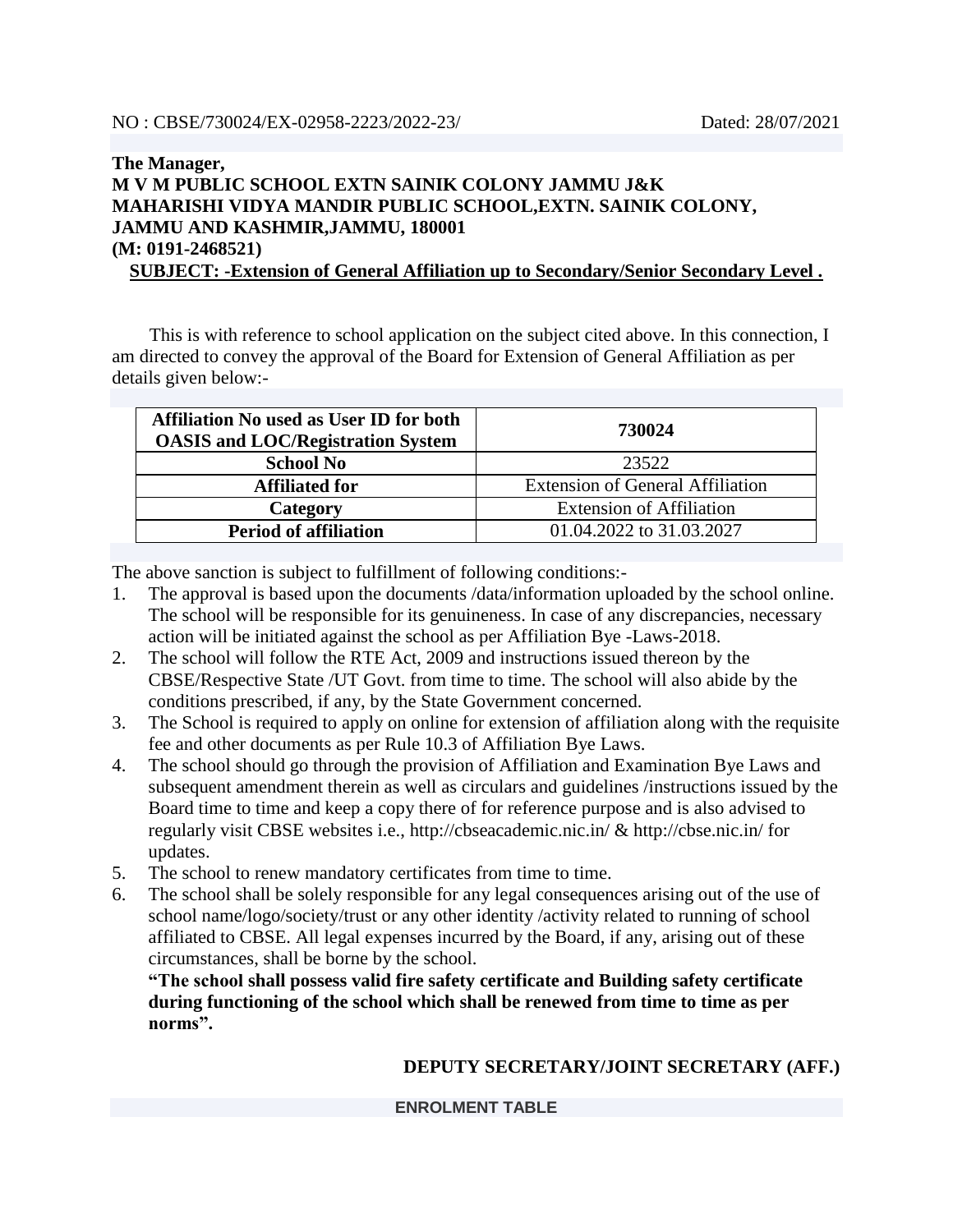NO : CBSE/730024/EX-02958-2223/2022-23/ Dated: 28/07/2021

**The Manager,**
**M V M PUBLIC SCHOOL EXTN SAINIK COLONY JAMMU J&K**
**MAHARISHI VIDYA MANDIR PUBLIC SCHOOL,EXTN. SAINIK COLONY,**
**JAMMU AND KASHMIR,JAMMU, 180001**
**(M: 0191-2468521)**

**SUBJECT: -Extension of General Affiliation up to Secondary/Senior Secondary Level .**

This is with reference to school application on the subject cited above. In this connection, I am directed to convey the approval of the Board for Extension of General Affiliation as per details given below:-

| **Affiliation No used as User ID for both OASIS and LOC/Registration System** | **730024** |
|---|---|
| **School No** | 23522 |
| **Affiliated for** | Extension of General Affiliation |
| **Category** | Extension of Affiliation |
| **Period of affiliation** | 01.04.2022 to 31.03.2027 |

The above sanction is subject to fulfillment of following conditions:-

1. The approval is based upon the documents /data/information uploaded by the school online. The school will be responsible for its genuineness. In case of any discrepancies, necessary action will be initiated against the school as per Affiliation Bye -Laws-2018.
2. The school will follow the RTE Act, 2009 and instructions issued thereon by the CBSE/Respective State /UT Govt. from time to time. The school will also abide by the conditions prescribed, if any, by the State Government concerned.
3. The School is required to apply on online for extension of affiliation along with the requisite fee and other documents as per Rule 10.3 of Affiliation Bye Laws.
4. The school should go through the provision of Affiliation and Examination Bye Laws and subsequent amendment therein as well as circulars and guidelines /instructions issued by the Board time to time and keep a copy there of for reference purpose and is also advised to regularly visit CBSE websites i.e., http://cbseacademic.nic.in/ & http://cbse.nic.in/ for updates.
5. The school to renew mandatory certificates from time to time.
6. The school shall be solely responsible for any legal consequences arising out of the use of school name/logo/society/trust or any other identity /activity related to running of school affiliated to CBSE. All legal expenses incurred by the Board, if any, arising out of these circumstances, shall be borne by the school.

   **"The school shall possess valid fire safety certificate and Building safety certificate during functioning of the school which shall be renewed from time to time as per norms".**

**DEPUTY SECRETARY/JOINT SECRETARY (AFF.)**

**ENROLMENT TABLE**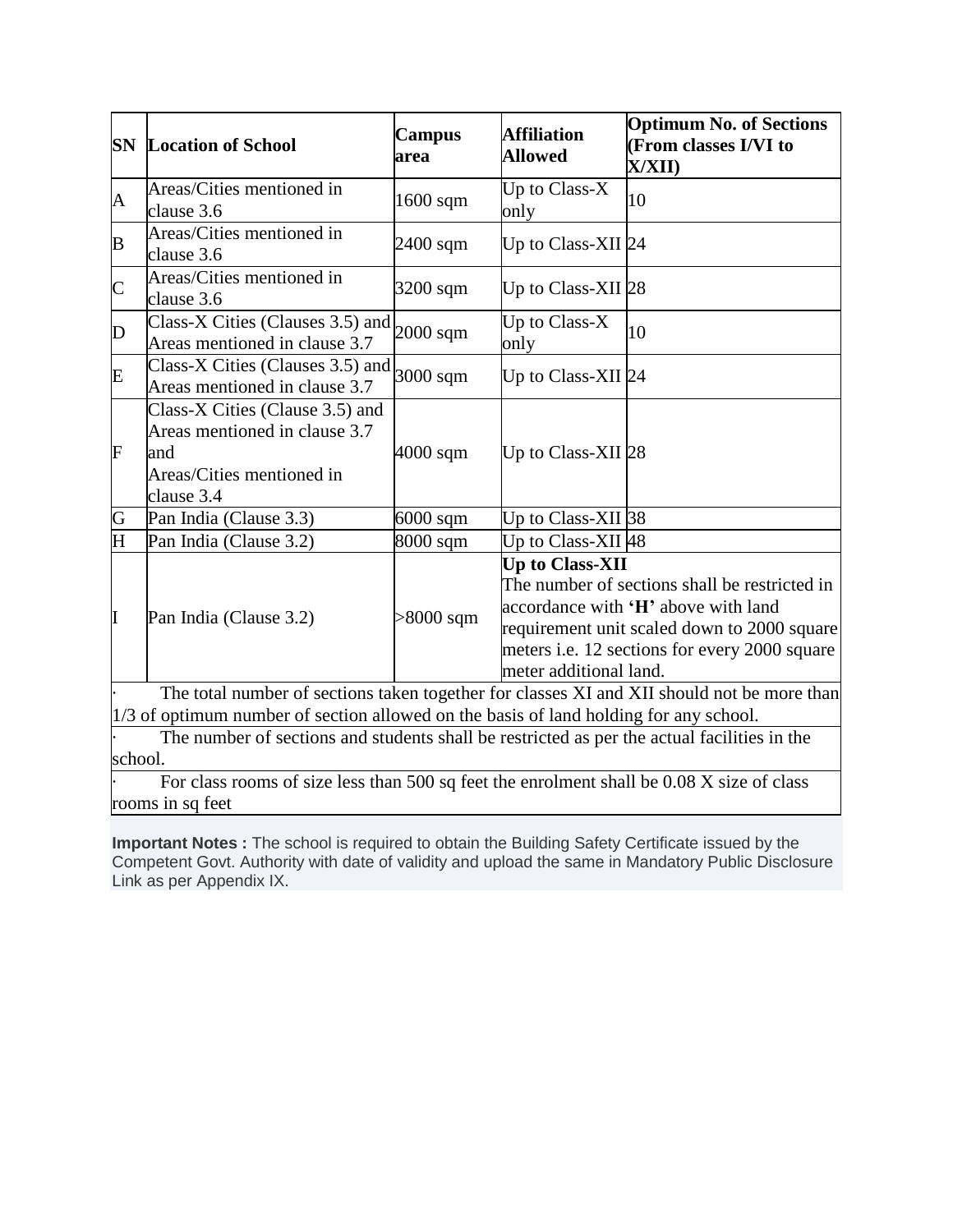| SN | Location of School | Campus area | Affiliation Allowed | Optimum No. of Sections (From classes I/VI to X/XII) |
|---|---|---|---|---|
| A | Areas/Cities mentioned in clause 3.6 | 1600 sqm | Up to Class-X only | 10 |
| B | Areas/Cities mentioned in clause 3.6 | 2400 sqm | Up to Class-XII | 24 |
| C | Areas/Cities mentioned in clause 3.6 | 3200 sqm | Up to Class-XII | 28 |
| D | Class-X Cities (Clauses 3.5) and Areas mentioned in clause 3.7 | 2000 sqm | Up to Class-X only | 10 |
| E | Class-X Cities (Clauses 3.5) and Areas mentioned in clause 3.7 | 3000 sqm | Up to Class-XII | 24 |
| F | Class-X Cities (Clause 3.5) and Areas mentioned in clause 3.7 and Areas/Cities mentioned in clause 3.4 | 4000 sqm | Up to Class-XII | 28 |
| G | Pan India (Clause 3.3) | 6000 sqm | Up to Class-XII | 38 |
| H | Pan India (Clause 3.2) | 8000 sqm | Up to Class-XII | 48 |
| I | Pan India (Clause 3.2) | >8000 sqm | **Up to Class-XII** The number of sections shall be restricted in accordance with **'H'** above with land requirement unit scaled down to 2000 square meters i.e. 12 sections for every 2000 square meter additional land. | |
| · The total number of sections taken together for classes XI and XII should not be more than 1/3 of optimum number of section allowed on the basis of land holding for any school. | | | | |
| · The number of sections and students shall be restricted as per the actual facilities in the school. | | | | |
| · For class rooms of size less than 500 sq feet the enrolment shall be 0.08 X size of class rooms in sq feet | | | | |

**Important Notes :** The school is required to obtain the Building Safety Certificate issued by the Competent Govt. Authority with date of validity and upload the same in Mandatory Public Disclosure Link as per Appendix IX.